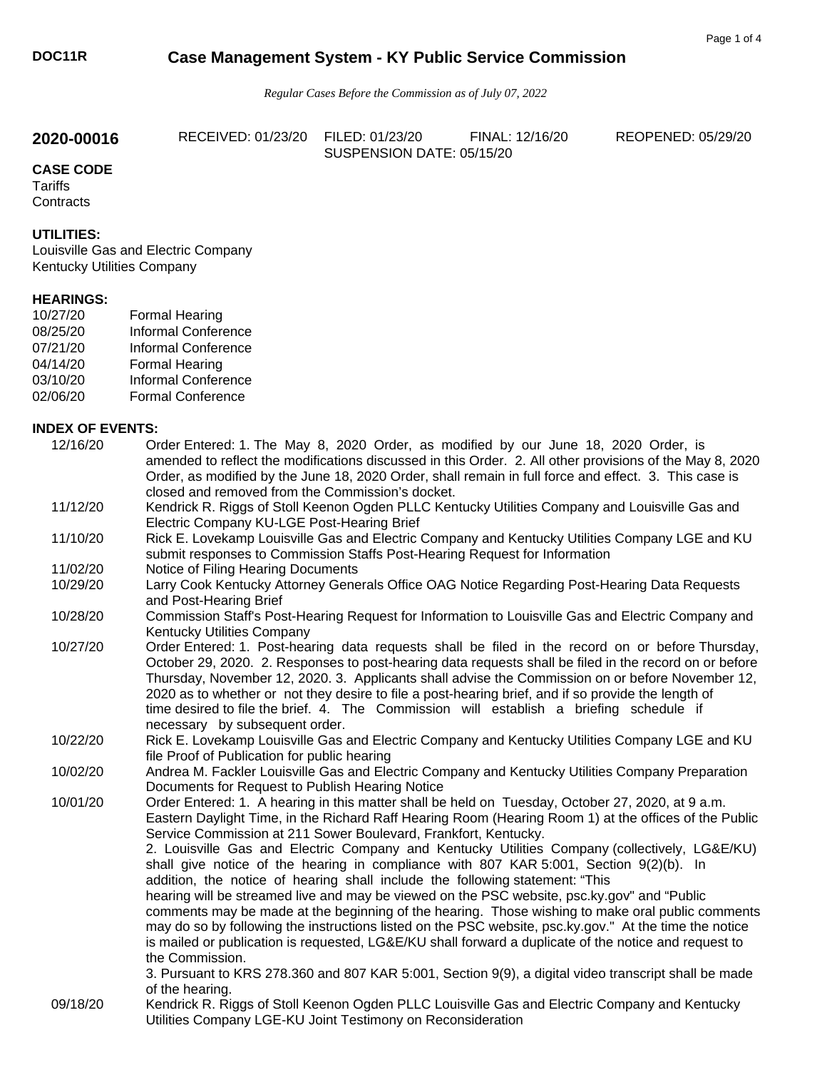**DOC11R** **Case Management System - KY Public Service Commission**

*Regular Cases Before the Commission as of July 07, 2022*

## 2020-00016

RECEIVED: 01/23/20 FILED: 01/23/20 FINAL: 12/16/20 REOPENED: 05/29/20
SUSPENSION DATE: 05/15/20

**CASE CODE**
Tariffs
Contracts

**UTILITIES:**
Louisville Gas and Electric Company
Kentucky Utilities Company

**HEARINGS:**

| | |
|---|---|
| 10/27/20 | Formal Hearing |
| 08/25/20 | Informal Conference |
| 07/21/20 | Informal Conference |
| 04/14/20 | Formal Hearing |
| 03/10/20 | Informal Conference |
| 02/06/20 | Formal Conference |

**INDEX OF EVENTS:**

| | |
|---|---|
| 12/16/20 | Order Entered: 1. The May 8, 2020 Order, as modified by our June 18, 2020 Order, is amended to reflect the modifications discussed in this Order. 2. All other provisions of the May 8, 2020 Order, as modified by the June 18, 2020 Order, shall remain in full force and effect. 3. This case is closed and removed from the Commission's docket. |
| 11/12/20 | Kendrick R. Riggs of Stoll Keenon Ogden PLLC Kentucky Utilities Company and Louisville Gas and Electric Company KU-LGE Post-Hearing Brief |
| 11/10/20 | Rick E. Lovekamp Louisville Gas and Electric Company and Kentucky Utilities Company LGE and KU submit responses to Commission Staffs Post-Hearing Request for Information |
| 11/02/20 | Notice of Filing Hearing Documents |
| 10/29/20 | Larry Cook Kentucky Attorney Generals Office OAG Notice Regarding Post-Hearing Data Requests and Post-Hearing Brief |
| 10/28/20 | Commission Staff's Post-Hearing Request for Information to Louisville Gas and Electric Company and Kentucky Utilities Company |
| 10/27/20 | Order Entered: 1. Post-hearing data requests shall be filed in the record on or before Thursday, October 29, 2020. 2. Responses to post-hearing data requests shall be filed in the record on or before Thursday, November 12, 2020. 3. Applicants shall advise the Commission on or before November 12, 2020 as to whether or not they desire to file a post-hearing brief, and if so provide the length of time desired to file the brief. 4. The Commission will establish a briefing schedule if necessary by subsequent order. |
| 10/22/20 | Rick E. Lovekamp Louisville Gas and Electric Company and Kentucky Utilities Company LGE and KU file Proof of Publication for public hearing |
| 10/02/20 | Andrea M. Fackler Louisville Gas and Electric Company and Kentucky Utilities Company Preparation Documents for Request to Publish Hearing Notice |
| 10/01/20 | Order Entered: 1. A hearing in this matter shall be held on Tuesday, October 27, 2020, at 9 a.m. Eastern Daylight Time, in the Richard Raff Hearing Room (Hearing Room 1) at the offices of the Public Service Commission at 211 Sower Boulevard, Frankfort, Kentucky. 2. Louisville Gas and Electric Company and Kentucky Utilities Company (collectively, LG&E/KU) shall give notice of the hearing in compliance with 807 KAR 5:001, Section 9(2)(b). In addition, the notice of hearing shall include the following statement: "This hearing will be streamed live and may be viewed on the PSC website, psc.ky.gov" and "Public comments may be made at the beginning of the hearing. Those wishing to make oral public comments may do so by following the instructions listed on the PSC website, psc.ky.gov." At the time the notice is mailed or publication is requested, LG&E/KU shall forward a duplicate of the notice and request to the Commission. 3. Pursuant to KRS 278.360 and 807 KAR 5:001, Section 9(9), a digital video transcript shall be made of the hearing. |
| 09/18/20 | Kendrick R. Riggs of Stoll Keenon Ogden PLLC Louisville Gas and Electric Company and Kentucky Utilities Company LGE-KU Joint Testimony on Reconsideration |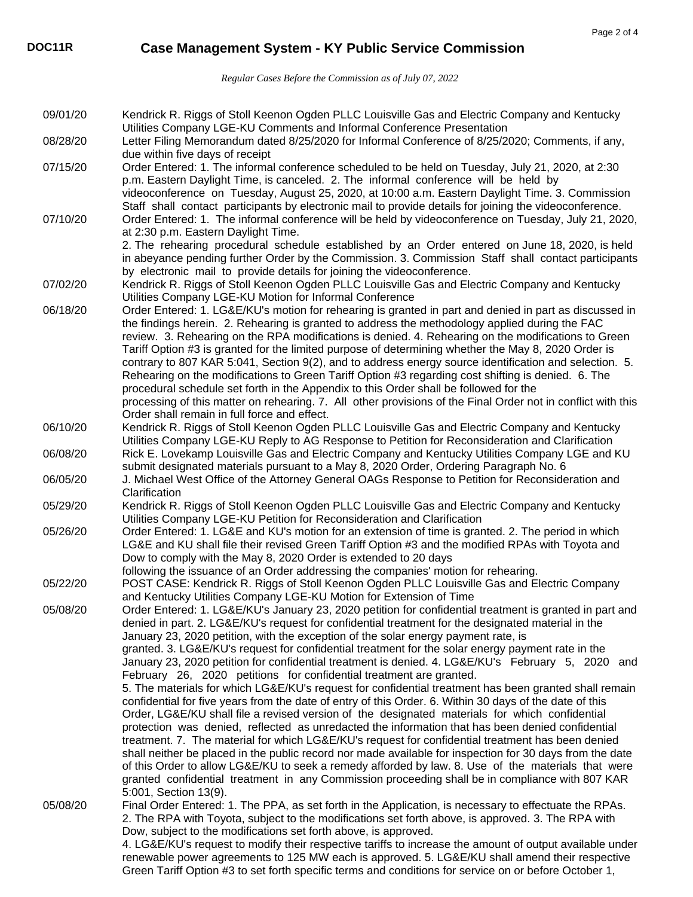# Case Management System - KY Public Service Commission

*Regular Cases Before the Commission as of July 07, 2022*

| Date | Entry |
|---|---|
| 09/01/20 | Kendrick R. Riggs of Stoll Keenon Ogden PLLC Louisville Gas and Electric Company and Kentucky Utilities Company LGE-KU Comments and Informal Conference Presentation |
| 08/28/20 | Letter Filing Memorandum dated 8/25/2020 for Informal Conference of 8/25/2020; Comments, if any, due within five days of receipt |
| 07/15/20 | Order Entered: 1. The informal conference scheduled to be held on Tuesday, July 21, 2020, at 2:30 p.m. Eastern Daylight Time, is canceled. 2. The informal conference will be held by videoconference on Tuesday, August 25, 2020, at 10:00 a.m. Eastern Daylight Time. 3. Commission Staff shall contact participants by electronic mail to provide details for joining the videoconference. |
| 07/10/20 | Order Entered: 1. The informal conference will be held by videoconference on Tuesday, July 21, 2020, at 2:30 p.m. Eastern Daylight Time. 2. The rehearing procedural schedule established by an Order entered on June 18, 2020, is held in abeyance pending further Order by the Commission. 3. Commission Staff shall contact participants by electronic mail to provide details for joining the videoconference. |
| 07/02/20 | Kendrick R. Riggs of Stoll Keenon Ogden PLLC Louisville Gas and Electric Company and Kentucky Utilities Company LGE-KU Motion for Informal Conference |
| 06/18/20 | Order Entered: 1. LG&E/KU's motion for rehearing is granted in part and denied in part as discussed in the findings herein. 2. Rehearing is granted to address the methodology applied during the FAC review. 3. Rehearing on the RPA modifications is denied. 4. Rehearing on the modifications to Green Tariff Option #3 is granted for the limited purpose of determining whether the May 8, 2020 Order is contrary to 807 KAR 5:041, Section 9(2), and to address energy source identification and selection. 5. Rehearing on the modifications to Green Tariff Option #3 regarding cost shifting is denied. 6. The procedural schedule set forth in the Appendix to this Order shall be followed for the processing of this matter on rehearing. 7. All other provisions of the Final Order not in conflict with this Order shall remain in full force and effect. |
| 06/10/20 | Kendrick R. Riggs of Stoll Keenon Ogden PLLC Louisville Gas and Electric Company and Kentucky Utilities Company LGE-KU Reply to AG Response to Petition for Reconsideration and Clarification |
| 06/08/20 | Rick E. Lovekamp Louisville Gas and Electric Company and Kentucky Utilities Company LGE and KU submit designated materials pursuant to a May 8, 2020 Order, Ordering Paragraph No. 6 |
| 06/05/20 | J. Michael West Office of the Attorney General OAGs Response to Petition for Reconsideration and Clarification |
| 05/29/20 | Kendrick R. Riggs of Stoll Keenon Ogden PLLC Louisville Gas and Electric Company and Kentucky Utilities Company LGE-KU Petition for Reconsideration and Clarification |
| 05/26/20 | Order Entered: 1. LG&E and KU's motion for an extension of time is granted. 2. The period in which LG&E and KU shall file their revised Green Tariff Option #3 and the modified RPAs with Toyota and Dow to comply with the May 8, 2020 Order is extended to 20 days following the issuance of an Order addressing the companies' motion for rehearing. |
| 05/22/20 | POST CASE: Kendrick R. Riggs of Stoll Keenon Ogden PLLC Louisville Gas and Electric Company and Kentucky Utilities Company LGE-KU Motion for Extension of Time |
| 05/08/20 | Order Entered: 1. LG&E/KU's January 23, 2020 petition for confidential treatment is granted in part and denied in part. 2. LG&E/KU's request for confidential treatment for the designated material in the January 23, 2020 petition, with the exception of the solar energy payment rate, is granted. 3. LG&E/KU's request for confidential treatment for the solar energy payment rate in the January 23, 2020 petition for confidential treatment is denied. 4. LG&E/KU's February 5, 2020 and February 26, 2020 petitions for confidential treatment are granted. 5. The materials for which LG&E/KU's request for confidential treatment has been granted shall remain confidential for five years from the date of entry of this Order. 6. Within 30 days of the date of this Order, LG&E/KU shall file a revised version of the designated materials for which confidential protection was denied, reflected as unredacted the information that has been denied confidential treatment. 7. The material for which LG&E/KU's request for confidential treatment has been denied shall neither be placed in the public record nor made available for inspection for 30 days from the date of this Order to allow LG&E/KU to seek a remedy afforded by law. 8. Use of the materials that were granted confidential treatment in any Commission proceeding shall be in compliance with 807 KAR 5:001, Section 13(9). |
| 05/08/20 | Final Order Entered: 1. The PPA, as set forth in the Application, is necessary to effectuate the RPAs. 2. The RPA with Toyota, subject to the modifications set forth above, is approved. 3. The RPA with Dow, subject to the modifications set forth above, is approved. 4. LG&E/KU's request to modify their respective tariffs to increase the amount of output available under renewable power agreements to 125 MW each is approved. 5. LG&E/KU shall amend their respective Green Tariff Option #3 to set forth specific terms and conditions for service on or before October 1, |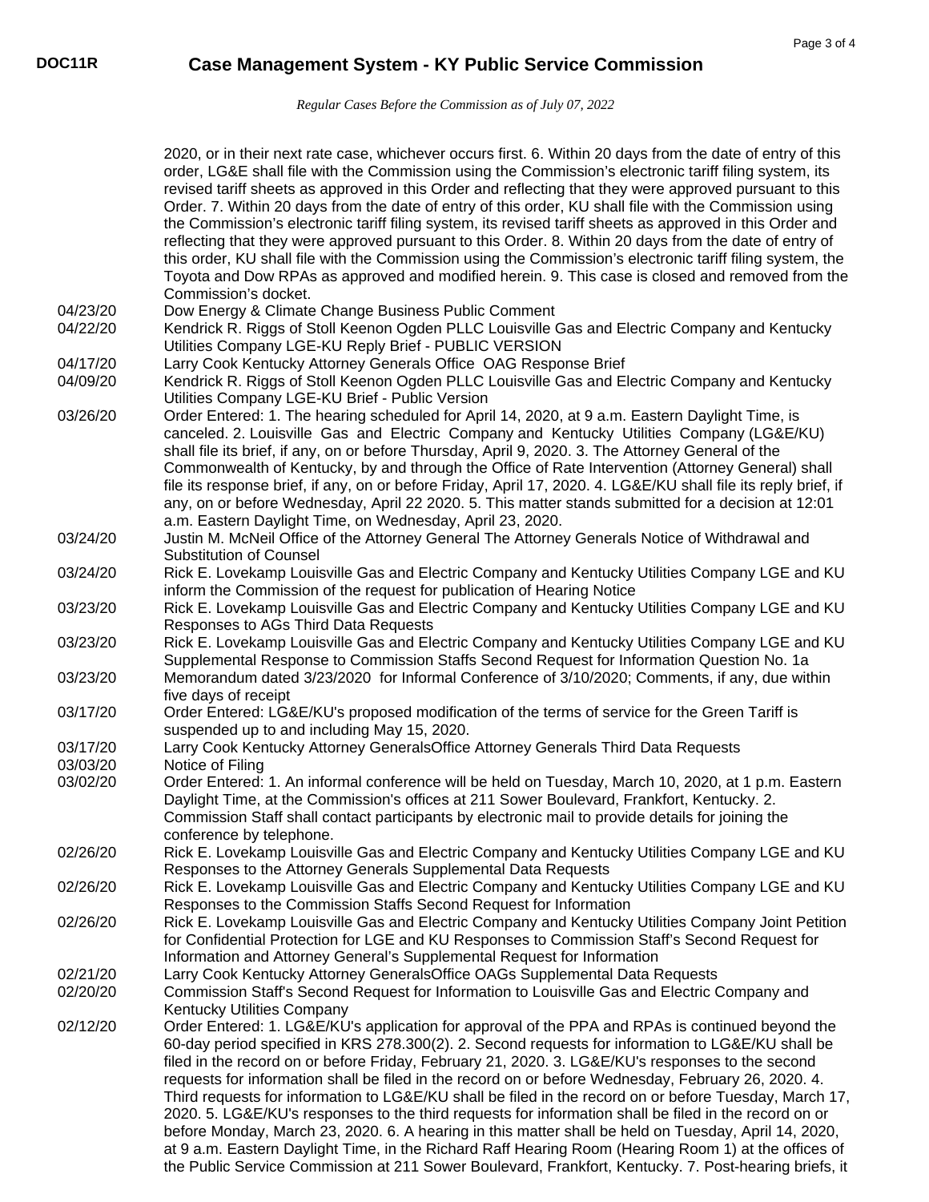| | |
|---|---|
| | 2020, or in their next rate case, whichever occurs first. 6. Within 20 days from the date of entry of this order, LG&E shall file with the Commission using the Commission's electronic tariff filing system, its revised tariff sheets as approved in this Order and reflecting that they were approved pursuant to this Order. 7. Within 20 days from the date of entry of this order, KU shall file with the Commission using the Commission's electronic tariff filing system, its revised tariff sheets as approved in this Order and reflecting that they were approved pursuant to this Order. 8. Within 20 days from the date of entry of this order, KU shall file with the Commission using the Commission's electronic tariff filing system, the Toyota and Dow RPAs as approved and modified herein. 9. This case is closed and removed from the Commission's docket. |
| 04/23/20 | Dow Energy & Climate Change Business Public Comment |
| 04/22/20 | Kendrick R. Riggs of Stoll Keenon Ogden PLLC Louisville Gas and Electric Company and Kentucky Utilities Company LGE-KU Reply Brief - PUBLIC VERSION |
| 04/17/20 | Larry Cook Kentucky Attorney Generals Office OAG Response Brief |
| 04/09/20 | Kendrick R. Riggs of Stoll Keenon Ogden PLLC Louisville Gas and Electric Company and Kentucky Utilities Company LGE-KU Brief - Public Version |
| 03/26/20 | Order Entered: 1. The hearing scheduled for April 14, 2020, at 9 a.m. Eastern Daylight Time, is canceled. 2. Louisville Gas and Electric Company and Kentucky Utilities Company (LG&E/KU) shall file its brief, if any, on or before Thursday, April 9, 2020. 3. The Attorney General of the Commonwealth of Kentucky, by and through the Office of Rate Intervention (Attorney General) shall file its response brief, if any, on or before Friday, April 17, 2020. 4. LG&E/KU shall file its reply brief, if any, on or before Wednesday, April 22 2020. 5. This matter stands submitted for a decision at 12:01 a.m. Eastern Daylight Time, on Wednesday, April 23, 2020. |
| 03/24/20 | Justin M. McNeil Office of the Attorney General The Attorney Generals Notice of Withdrawal and Substitution of Counsel |
| 03/24/20 | Rick E. Lovekamp Louisville Gas and Electric Company and Kentucky Utilities Company LGE and KU inform the Commission of the request for publication of Hearing Notice |
| 03/23/20 | Rick E. Lovekamp Louisville Gas and Electric Company and Kentucky Utilities Company LGE and KU Responses to AGs Third Data Requests |
| 03/23/20 | Rick E. Lovekamp Louisville Gas and Electric Company and Kentucky Utilities Company LGE and KU Supplemental Response to Commission Staffs Second Request for Information Question No. 1a |
| 03/23/20 | Memorandum dated 3/23/2020 for Informal Conference of 3/10/2020; Comments, if any, due within five days of receipt |
| 03/17/20 | Order Entered: LG&E/KU's proposed modification of the terms of service for the Green Tariff is suspended up to and including May 15, 2020. |
| 03/17/20 | Larry Cook Kentucky Attorney GeneralsOffice Attorney Generals Third Data Requests |
| 03/03/20 | Notice of Filing |
| 03/02/20 | Order Entered: 1. An informal conference will be held on Tuesday, March 10, 2020, at 1 p.m. Eastern Daylight Time, at the Commission's offices at 211 Sower Boulevard, Frankfort, Kentucky. 2. Commission Staff shall contact participants by electronic mail to provide details for joining the conference by telephone. |
| 02/26/20 | Rick E. Lovekamp Louisville Gas and Electric Company and Kentucky Utilities Company LGE and KU Responses to the Attorney Generals Supplemental Data Requests |
| 02/26/20 | Rick E. Lovekamp Louisville Gas and Electric Company and Kentucky Utilities Company LGE and KU Responses to the Commission Staffs Second Request for Information |
| 02/26/20 | Rick E. Lovekamp Louisville Gas and Electric Company and Kentucky Utilities Company Joint Petition for Confidential Protection for LGE and KU Responses to Commission Staff's Second Request for Information and Attorney General's Supplemental Request for Information |
| 02/21/20 | Larry Cook Kentucky Attorney GeneralsOffice OAGs Supplemental Data Requests |
| 02/20/20 | Commission Staff's Second Request for Information to Louisville Gas and Electric Company and Kentucky Utilities Company |
| 02/12/20 | Order Entered: 1. LG&E/KU's application for approval of the PPA and RPAs is continued beyond the 60-day period specified in KRS 278.300(2). 2. Second requests for information to LG&E/KU shall be filed in the record on or before Friday, February 21, 2020. 3. LG&E/KU's responses to the second requests for information shall be filed in the record on or before Wednesday, February 26, 2020. 4. Third requests for information to LG&E/KU shall be filed in the record on or before Tuesday, March 17, 2020. 5. LG&E/KU's responses to the third requests for information shall be filed in the record on or before Monday, March 23, 2020. 6. A hearing in this matter shall be held on Tuesday, April 14, 2020, at 9 a.m. Eastern Daylight Time, in the Richard Raff Hearing Room (Hearing Room 1) at the offices of the Public Service Commission at 211 Sower Boulevard, Frankfort, Kentucky. 7. Post-hearing briefs, it |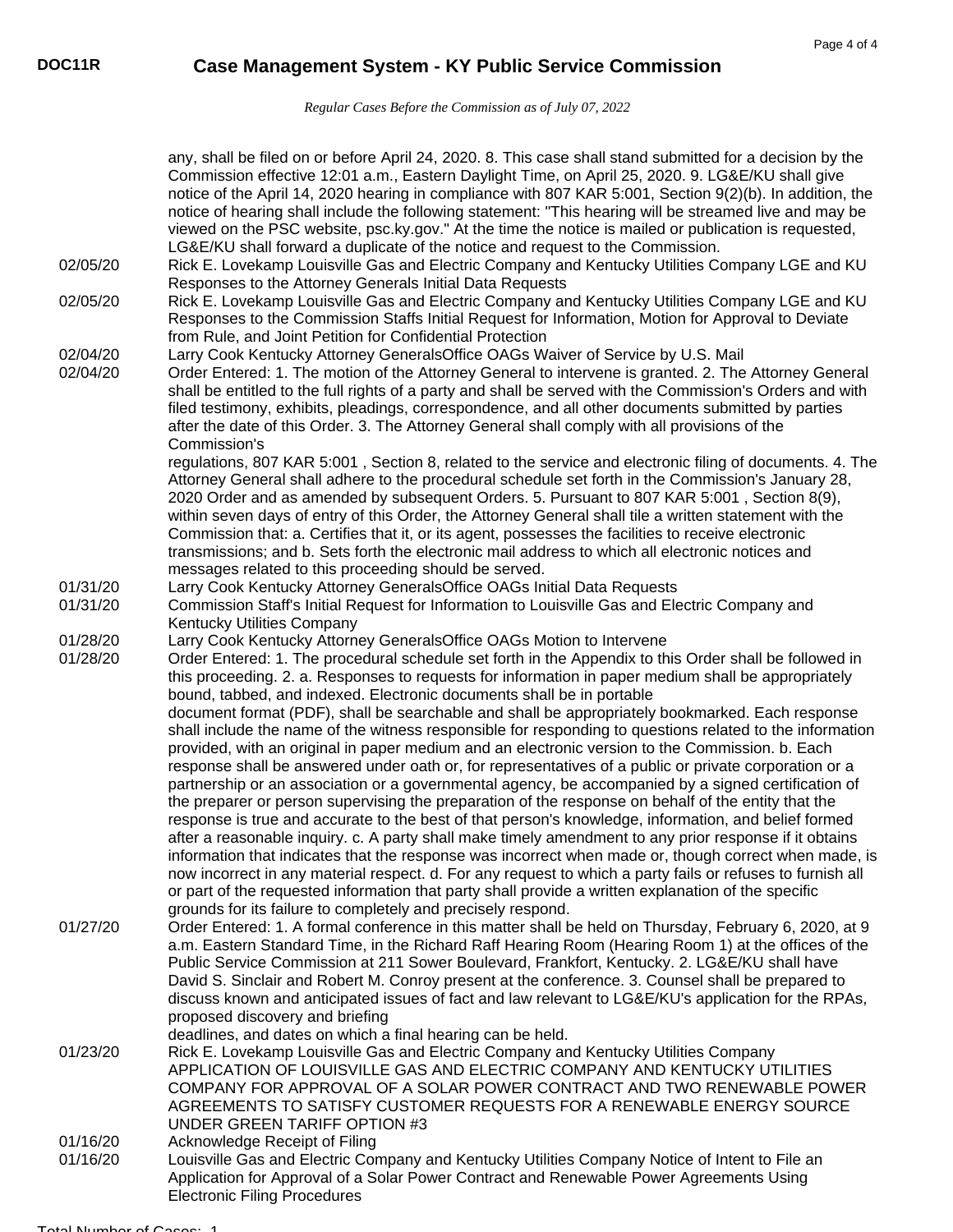**DOC11R** **Case Management System - KY Public Service Commission**

*Regular Cases Before the Commission as of July 07, 2022*

| | |
|---|---|
| | any, shall be filed on or before April 24, 2020. 8. This case shall stand submitted for a decision by the Commission effective 12:01 a.m., Eastern Daylight Time, on April 25, 2020. 9. LG&E/KU shall give notice of the April 14, 2020 hearing in compliance with 807 KAR 5:001, Section 9(2)(b). In addition, the notice of hearing shall include the following statement: "This hearing will be streamed live and may be viewed on the PSC website, psc.ky.gov." At the time the notice is mailed or publication is requested, LG&E/KU shall forward a duplicate of the notice and request to the Commission. |
| 02/05/20 | Rick E. Lovekamp Louisville Gas and Electric Company and Kentucky Utilities Company LGE and KU Responses to the Attorney Generals Initial Data Requests |
| 02/05/20 | Rick E. Lovekamp Louisville Gas and Electric Company and Kentucky Utilities Company LGE and KU Responses to the Commission Staffs Initial Request for Information, Motion for Approval to Deviate from Rule, and Joint Petition for Confidential Protection |
| 02/04/20 | Larry Cook Kentucky Attorney GeneralsOffice OAGs Waiver of Service by U.S. Mail |
| 02/04/20 | Order Entered: 1. The motion of the Attorney General to intervene is granted. 2. The Attorney General shall be entitled to the full rights of a party and shall be served with the Commission's Orders and with filed testimony, exhibits, pleadings, correspondence, and all other documents submitted by parties after the date of this Order. 3. The Attorney General shall comply with all provisions of the Commission's regulations, 807 KAR 5:001 , Section 8, related to the service and electronic filing of documents. 4. The Attorney General shall adhere to the procedural schedule set forth in the Commission's January 28, 2020 Order and as amended by subsequent Orders. 5. Pursuant to 807 KAR 5:001 , Section 8(9), within seven days of entry of this Order, the Attorney General shall tile a written statement with the Commission that: a. Certifies that it, or its agent, possesses the facilities to receive electronic transmissions; and b. Sets forth the electronic mail address to which all electronic notices and messages related to this proceeding should be served. |
| 01/31/20 | Larry Cook Kentucky Attorney GeneralsOffice OAGs Initial Data Requests |
| 01/31/20 | Commission Staff's Initial Request for Information to Louisville Gas and Electric Company and Kentucky Utilities Company |
| 01/28/20 | Larry Cook Kentucky Attorney GeneralsOffice OAGs Motion to Intervene |
| 01/28/20 | Order Entered: 1. The procedural schedule set forth in the Appendix to this Order shall be followed in this proceeding. 2. a. Responses to requests for information in paper medium shall be appropriately bound, tabbed, and indexed. Electronic documents shall be in portable document format (PDF), shall be searchable and shall be appropriately bookmarked. Each response shall include the name of the witness responsible for responding to questions related to the information provided, with an original in paper medium and an electronic version to the Commission. b. Each response shall be answered under oath or, for representatives of a public or private corporation or a partnership or an association or a governmental agency, be accompanied by a signed certification of the preparer or person supervising the preparation of the response on behalf of the entity that the response is true and accurate to the best of that person's knowledge, information, and belief formed after a reasonable inquiry. c. A party shall make timely amendment to any prior response if it obtains information that indicates that the response was incorrect when made or, though correct when made, is now incorrect in any material respect. d. For any request to which a party fails or refuses to furnish all or part of the requested information that party shall provide a written explanation of the specific grounds for its failure to completely and precisely respond. |
| 01/27/20 | Order Entered: 1. A formal conference in this matter shall be held on Thursday, February 6, 2020, at 9 a.m. Eastern Standard Time, in the Richard Raff Hearing Room (Hearing Room 1) at the offices of the Public Service Commission at 211 Sower Boulevard, Frankfort, Kentucky. 2. LG&E/KU shall have David S. Sinclair and Robert M. Conroy present at the conference. 3. Counsel shall be prepared to discuss known and anticipated issues of fact and law relevant to LG&E/KU's application for the RPAs, proposed discovery and briefing deadlines, and dates on which a final hearing can be held. |
| 01/23/20 | Rick E. Lovekamp Louisville Gas and Electric Company and Kentucky Utilities Company APPLICATION OF LOUISVILLE GAS AND ELECTRIC COMPANY AND KENTUCKY UTILITIES COMPANY FOR APPROVAL OF A SOLAR POWER CONTRACT AND TWO RENEWABLE POWER AGREEMENTS TO SATISFY CUSTOMER REQUESTS FOR A RENEWABLE ENERGY SOURCE UNDER GREEN TARIFF OPTION #3 |
| 01/16/20 | Acknowledge Receipt of Filing |
| 01/16/20 | Louisville Gas and Electric Company and Kentucky Utilities Company Notice of Intent to File an Application for Approval of a Solar Power Contract and Renewable Power Agreements Using Electronic Filing Procedures |

Total Number of Cases: 1